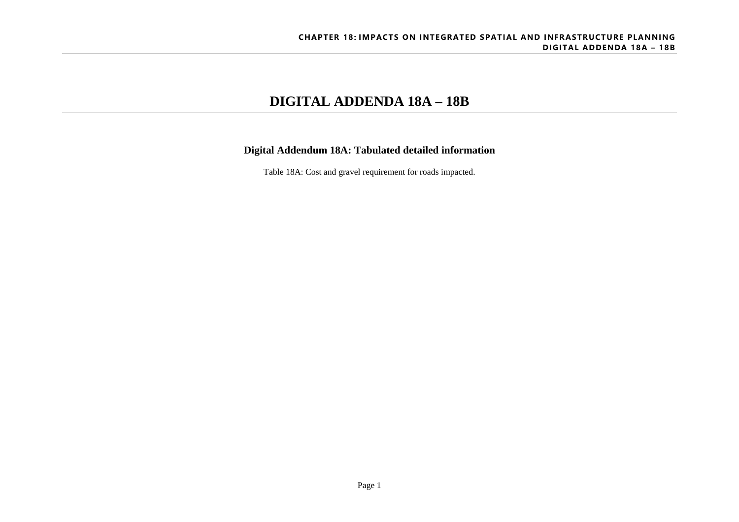# DIGITAL ADDENDA 18A – 18B

## Digital Addendum 18A: Tabulated detailed information

Table 18A: Cost and gravel requirement for roads impacted.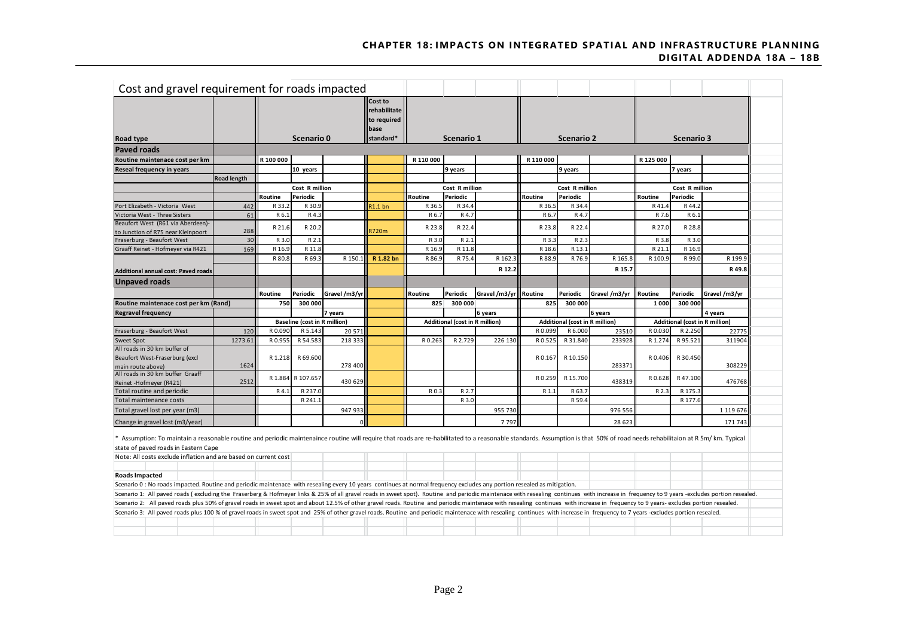## Cost and gravel requirement for roads impacted

| Road type | | Scenario 0 | | | Cost to rehabilitate to required base standard* | Scenario 1 | | | Scenario 2 | | | Scenario 3 | | |
|---|---|---|---|---|---|---|---|---|---|---|---|---|---|---|
| **Paved roads** | | | | | | | | | | | | | | |
| **Routine maintenace cost per km** | | R 100 000 | | | | R 110 000 | | | R 110 000 | | | R 125 000 | | |
| **Reseal frequency in years** | | | 10 years | | | | 9 years | | | 9 years | | | 7 years | |
| | Road length | | | | | | | | | | | | | |
| | | Cost R million | | | | Cost R million | | | Cost R million | | | Cost R million | | |
| | | Routine | Periodic | | | Routine | Periodic | | Routine | Periodic | | Routine | Periodic | |
| Port Elizabeth - Victoria West | 442 | R 33.2 | R 30.9 | | R1.1 bn | R 36.5 | R 34.4 | | R 36.5 | R 34.4 | | R 41.4 | R 44.2 | |
| Victoria West - Three Sisters | 61 | R 6.1 | R 4.3 | | | R 6.7 | R 4.7 | | R 6.7 | R 4.7 | | R 7.6 | R 6.1 | |
| Beaufort West (R61 via Aberdeen)-to Junction of R75 near Kleinpoort | 288 | R 21.6 | R 20.2 | | R720m | R 23.8 | R 22.4 | | R 23.8 | R 22.4 | | R 27.0 | R 28.8 | |
| Fraserburg - Beaufort West | 30 | R 3.0 | R 2.1 | | | R 3.0 | R 2.1 | | R 3.3 | R 2.3 | | R 3.8 | R 3.0 | |
| Graaff Reinet - Hofmeyer via R421 | 169 | R 16.9 | R 11.8 | | | R 16.9 | R 11.8 | | R 18.6 | R 13.1 | | R 21.1 | R 16.9 | |
| | | R 80.8 | R 69.3 | R 150.1 | **R 1.82 bn** | R 86.9 | R 75.4 | R 162.3 | R 88.9 | R 76.9 | R 165.8 | R 100.9 | R 99.0 | R 199.9 |
| **Additional annual cost: Paved roads** | | | | | | | | **R 12.2** | | | **R 15.7** | | | **R 49.8** |
| **Unpaved roads** | | | | | | | | | | | | | | |
| | | Routine | Periodic | Gravel /m3/yr | | Routine | Periodic | Gravel /m3/yr | Routine | Periodic | Gravel /m3/yr | Routine | Periodic | Gravel /m3/yr |
| **Routine maintenace cost per km (Rand)** | | 750 | 300 000 | | | 825 | 300 000 | | 825 | 300 000 | | 1 000 | 300 000 | |
| **Regravel frequency** | | | | 7 years | | | | 6 years | | | 6 years | | | 4 years |
| | | Baseline (cost in R million) | | | | Additional (cost in R million) | | | Additional (cost in R million) | | | Additional (cost in R million) | | |
| Fraserburg - Beaufort West | 120 | R 0.090 | R 5.143 | 20 571 | | | | | R 0.099 | R 6.000 | 23510 | R 0.030 | R 2.250 | 22775 |
| Sweet Spot | 1273.61 | R 0.955 | R 54.583 | 218 333 | | R 0.263 | R 2.729 | 226 130 | R 0.525 | R 31.840 | 233928 | R 1.274 | R 95.521 | 311904 |
| All roads in 30 km buffer of Beaufort West-Fraserburg (excl main route above) | 1624 | R 1.218 | R 69.600 | 278 400 | | | | | R 0.167 | R 10.150 | 283371 | R 0.406 | R 30.450 | 308229 |
| All roads in 30 km buffer Graaff Reinet -Hofmeyer (R421) | 2512 | R 1.884 | R 107.657 | 430 629 | | | | | R 0.259 | R 15.700 | 438319 | R 0.628 | R 47.100 | 476768 |
| Total routine and periodic | | R 4.1 | R 237.0 | | | R 0.3 | R 2.7 | | R 1.1 | R 63.7 | | R 2.3 | R 175.3 | |
| Total maintenance costs | | | R 241.1 | | | | R 3.0 | | | R 59.4 | | | R 177.6 | |
| Total gravel lost per year (m3) | | | | 947 933 | | | | 955 730 | | | 976 556 | | | 1 119 676 |
| Change in gravel lost (m3/year) | | | | 0 | | | | 7 797 | | | 28 623 | | | 171 743 |

* Assumption: To maintain a reasonable routine and periodic maintenaince routine will require that roads are re-habilitated to a reasonable standards. Assumption is that 50% of road needs rehabilitaion at R 5m/ km. Typical state of paved roads in Eastern Cape

Note: All costs exclude inflation and are based on current cost

**Roads Impacted**

Scenario 0 : No roads impacted. Routine and periodic maintenace with resealing every 10 years continues at normal frequency excludes any portion resealed as mitigation.

Scenario 1: All paved roads ( excluding the Fraserberg & Hofmeyer links & 25% of all gravel roads in sweet spot). Routine and periodic maintenace with resealing continues with increase in frequency to 9 years -excludes portion resealed.

Scenario 2: All paved roads plus 50% of gravel roads in sweet spot and about 12.5% of other gravel roads. Routine and periodic maintenace with resealing continues with increase in frequency to 9 years- excludes portion resealed.

Scenario 3: All paved roads plus 100 % of gravel roads in sweet spot and 25% of other gravel roads. Routine and periodic maintenace with resealing continues with increase in frequency to 7 years -excludes portion resealed.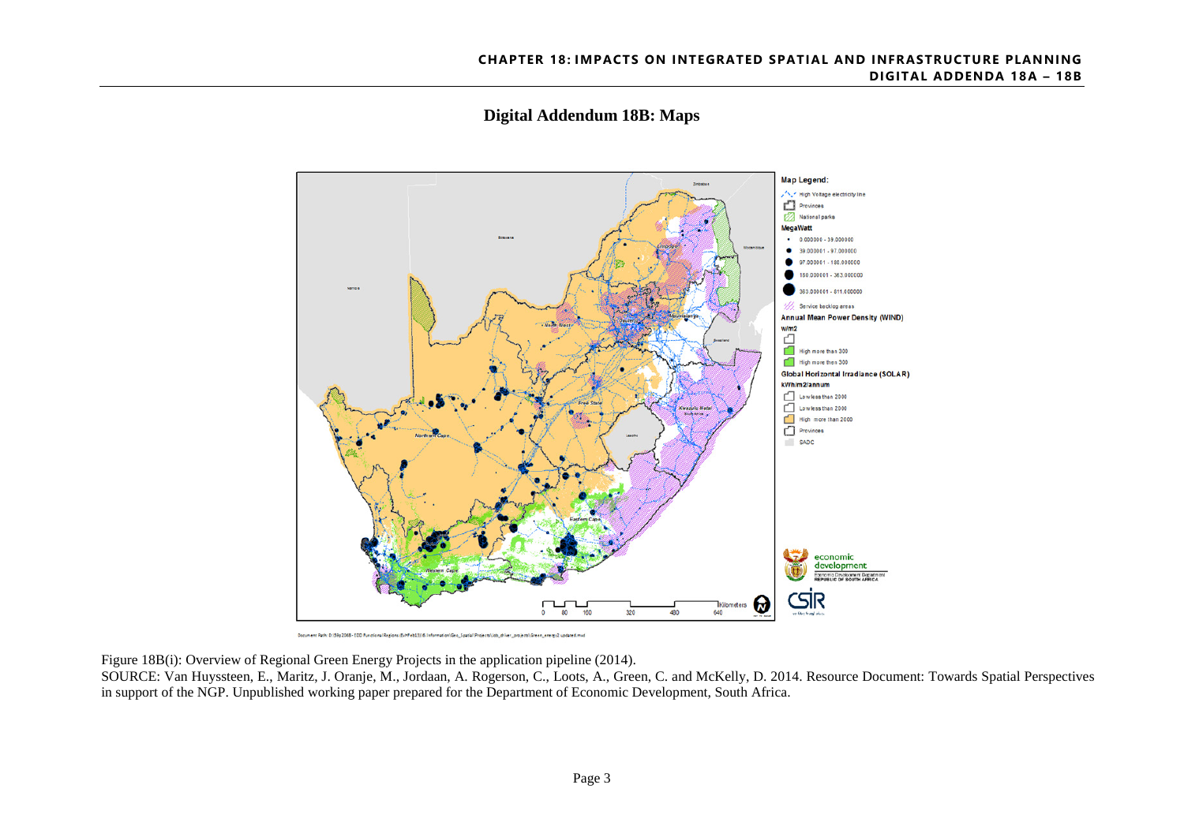# Digital Addendum 18B: Maps

Map Legend:

High Voltage electricity line

Provinces

National parks

MegaWatt

0.000000 - 39.000000

39.000001 - 97.000000

97.000001 - 180.000000

180.000001 - 363.000000

363.000001 - 611.000000

Service backlog areas

Annual Mean Power Density (WIND)

W/m2

High more than 300

High more than 300

Global Horizontal Irradiance (SOLAR)

kWh/m2/annum

Low less than 2000

Low less than 2000

High more than 2000

Provinces

SADC

Zimbabwe

Botswana

Namibia

Mozambique

Swaziland

Lesotho

Limpopo

North West

Gauteng

Mpumalanga

Free State

KwaZulu Natal

Northern Cape

Eastern Cape

Western Cape

0 80 160 320 480 640 Kilometers

economic development

Economic Development Department REPUBLIC OF SOUTH AFRICA

CSIR

Document Path: D:\59p2068 - EDD Functional Regions (EvPFeb13)\6.Information\Geo_Spatial\Projects\Job_driver_projects\Green_energy2 updated.mxd

Figure 18B(i): Overview of Regional Green Energy Projects in the application pipeline (2014).

SOURCE: Van Huyssteen, E., Maritz, J. Oranje, M., Jordaan, A. Rogerson, C., Loots, A., Green, C. and McKelly, D. 2014. Resource Document: Towards Spatial Perspectives in support of the NGP. Unpublished working paper prepared for the Department of Economic Development, South Africa.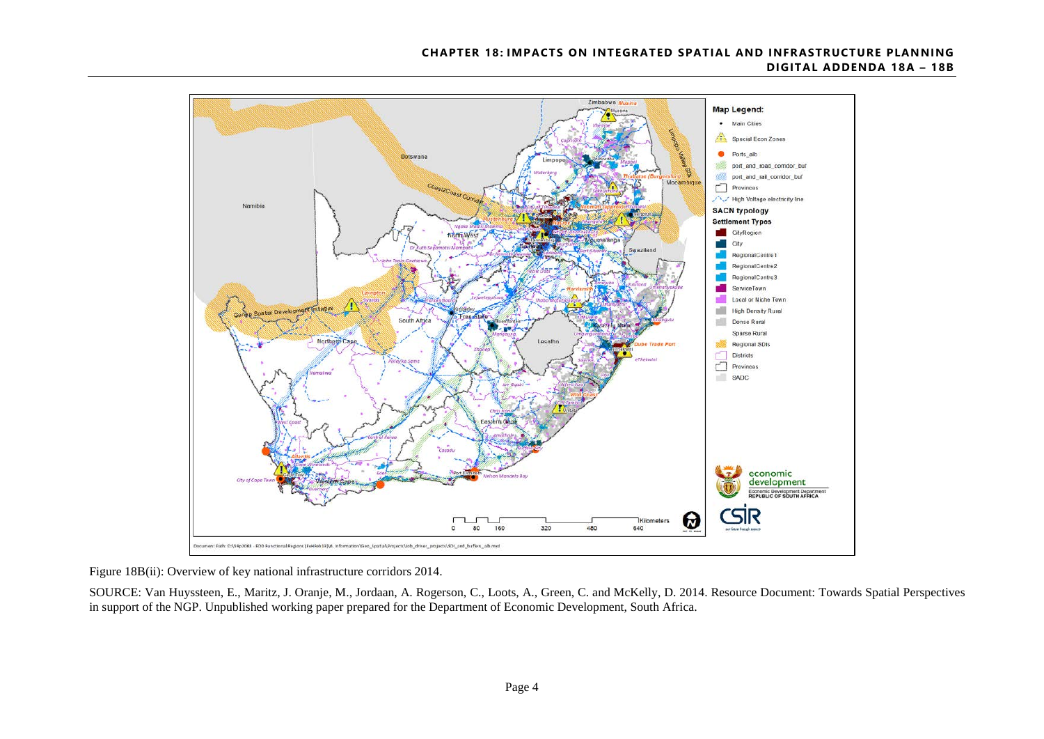Map Legend:

Main Cities

Special Econ Zones

Ports_alb

port_and_road_corridor_buf

port_and_rail_corridor_buf

Provinces

High Voltage electricity line

SACN typology

Settlement Types

CityRegion

City

RegionalCentre1

RegionalCentre2

RegionalCentre3

ServiceTown

Local or Niche Town

High Density Rural

Dense Rural

Sparse Rural

Regional SDIs

Districts

Provinces

SADC

Kilometers

0 80 160 320 480 640

economic development

Economic Development Department REPUBLIC OF SOUTH AFRICA

CSIR

Document Path: D:\Skp2068 - EDD Functional Regions (6v4feb13)\6. Information\Geo_Spatial\Projects\edt_driver_projects\SDI_and_buffers_alb.mxd

Figure 18B(ii): Overview of key national infrastructure corridors 2014.

SOURCE: Van Huyssteen, E., Maritz, J. Oranje, M., Jordaan, A. Rogerson, C., Loots, A., Green, C. and McKelly, D. 2014. Resource Document: Towards Spatial Perspectives in support of the NGP. Unpublished working paper prepared for the Department of Economic Development, South Africa.